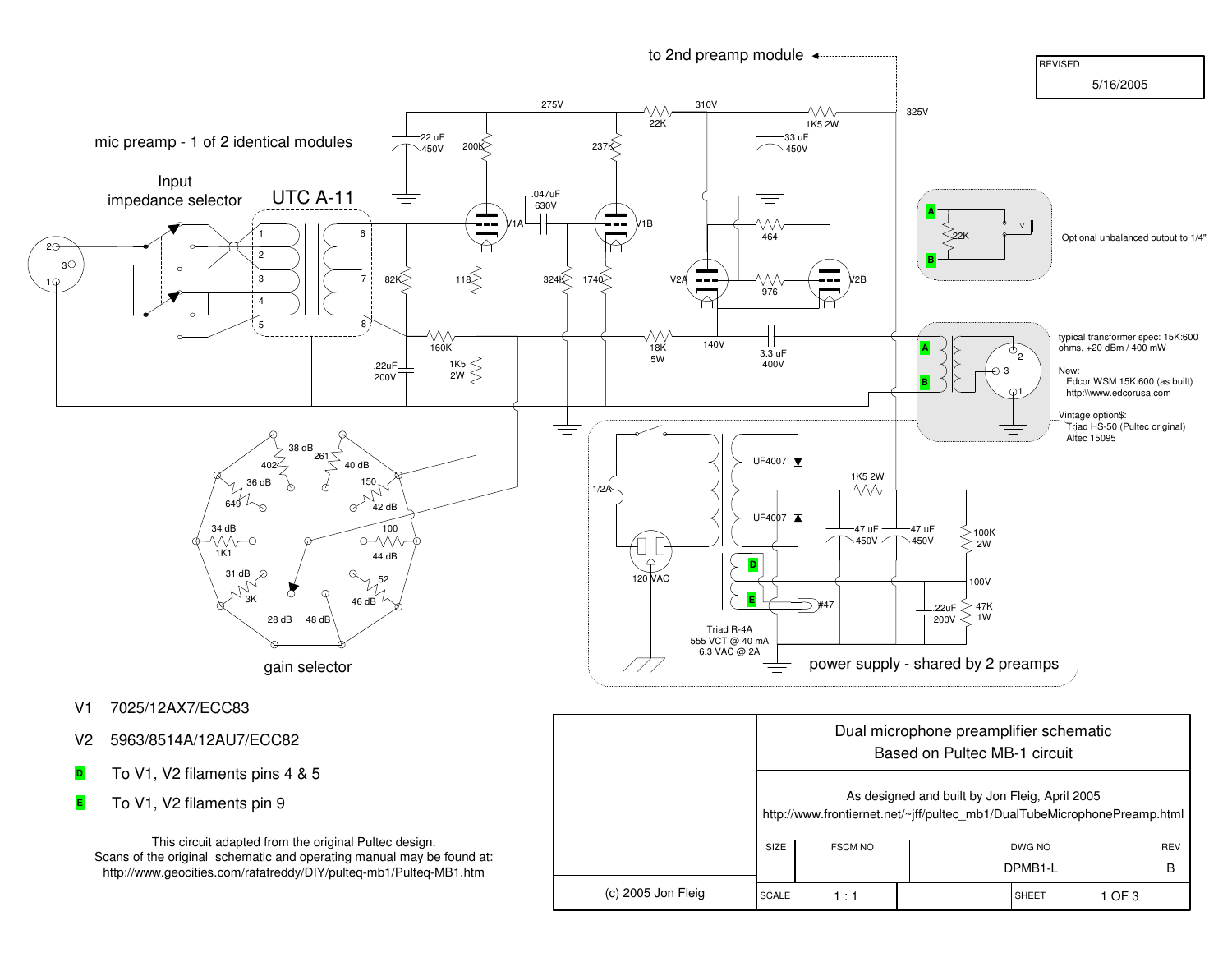# Dual microphone preamplifier schematic

Based on Pultec MB-1 circuit

mic preamp - 1 of 2 identical modules

to 2nd preamp module

REVISED 5/16/2005

Input impedance selector

UTC A-11

Optional unbalanced output to 1/4"

typical transformer spec: 15K:600 ohms, +20 dBm / 400 mW

New:
Edcor WSM 15K:600 (as built)
http:\\www.edcorusa.com

Vintage option$:
Triad HS-50 (Pultec original)
Altec 15095

gain selector

power supply - shared by 2 preamps

Triad R-4A
555 VCT @ 40 mA
6.3 VAC @ 2A

V1 7025/12AX7/ECC83

V2 5963/8514A/12AU7/ECC82

D To V1, V2 filaments pins 4 & 5

E To V1, V2 filaments pin 9

This circuit adapted from the original Pultec design.
Scans of the original schematic and operating manual may be found at:
http://www.geocities.com/rafafreddy/DIY/pulteq-mb1/Pulteq-MB1.htm

As designed and built by Jon Fleig, April 2005
http://www.frontiernet.net/~jff/pultec_mb1/DualTubeMicrophonePreamp.html

| SIZE | FSCM NO | DWG NO | REV |
|---|---|---|---|
| | | DPMB1-L | B |
| SCALE | 1 : 1 | SHEET | 1 OF 3 |

(c) 2005 Jon Fleig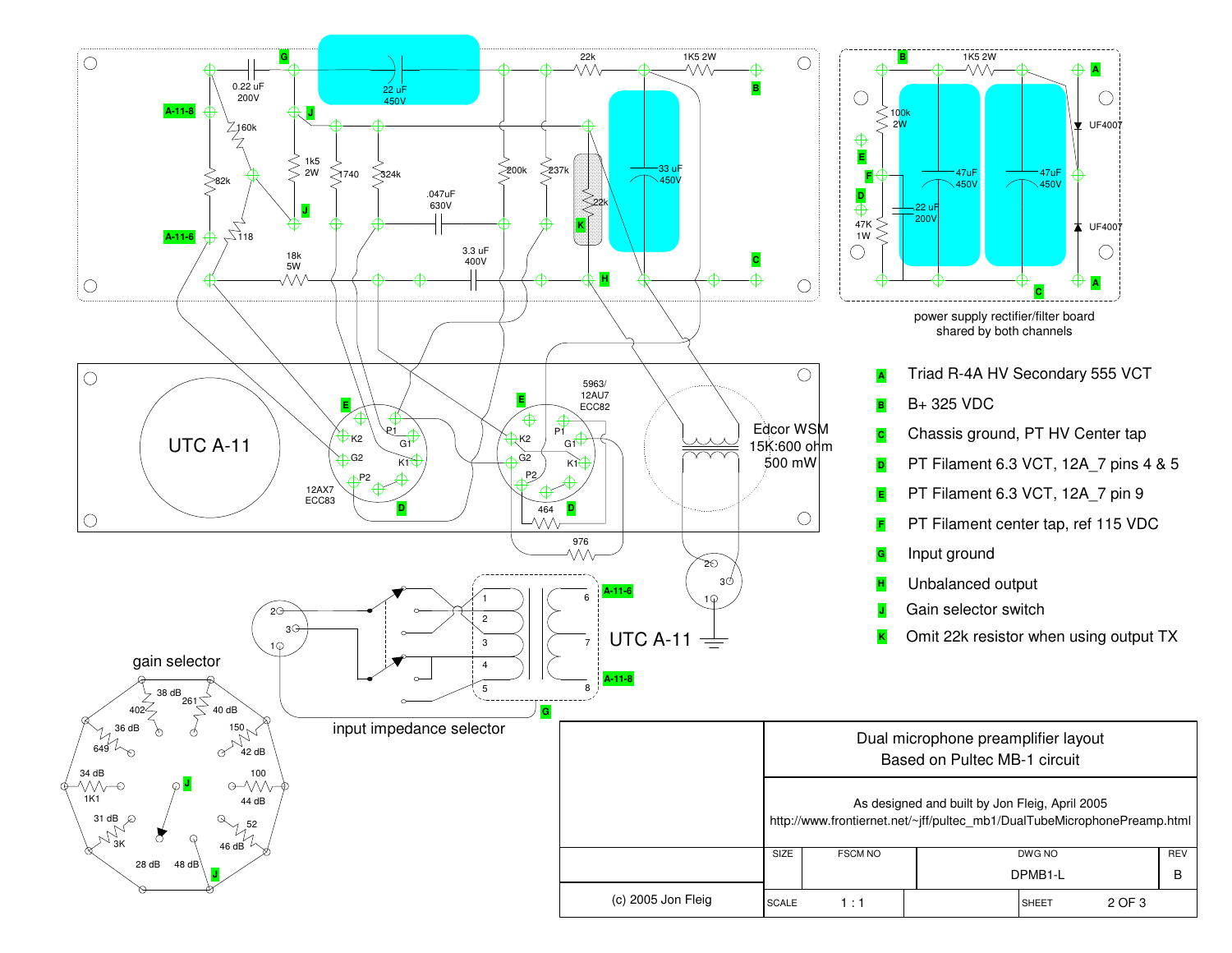power supply rectifier/filter board
shared by both channels

- **A** Triad R-4A HV Secondary 555 VCT
- **B** B+ 325 VDC
- **C** Chassis ground, PT HV Center tap
- **D** PT Filament 6.3 VCT, 12A_7 pins 4 & 5
- **E** PT Filament 6.3 VCT, 12A_7 pin 9
- **F** PT Filament center tap, ref 115 VDC
- **G** Input ground
- **H** Unbalanced output
- **J** Gain selector switch
- **K** Omit 22k resistor when using output TX

UTC A-11

Edcor WSM 15K:600 ohm 500 mW

12AX7 ECC83

5963/ 12AU7 ECC82

gain selector

input impedance selector

| | |
|---|---|
| | Dual microphone preamplifier layout<br>Based on Pultec MB-1 circuit |
| | As designed and built by Jon Fleig, April 2005<br>http://www.frontiernet.net/~jff/pultec_mb1/DualTubeMicrophonePreamp.html |

| SIZE | FSCM NO | DWG NO | REV |
|---|---|---|---|
| | | DPMB1-L | B |
| SCALE 1 : 1 | | SHEET 2 OF 3 | |

(c) 2005 Jon Fleig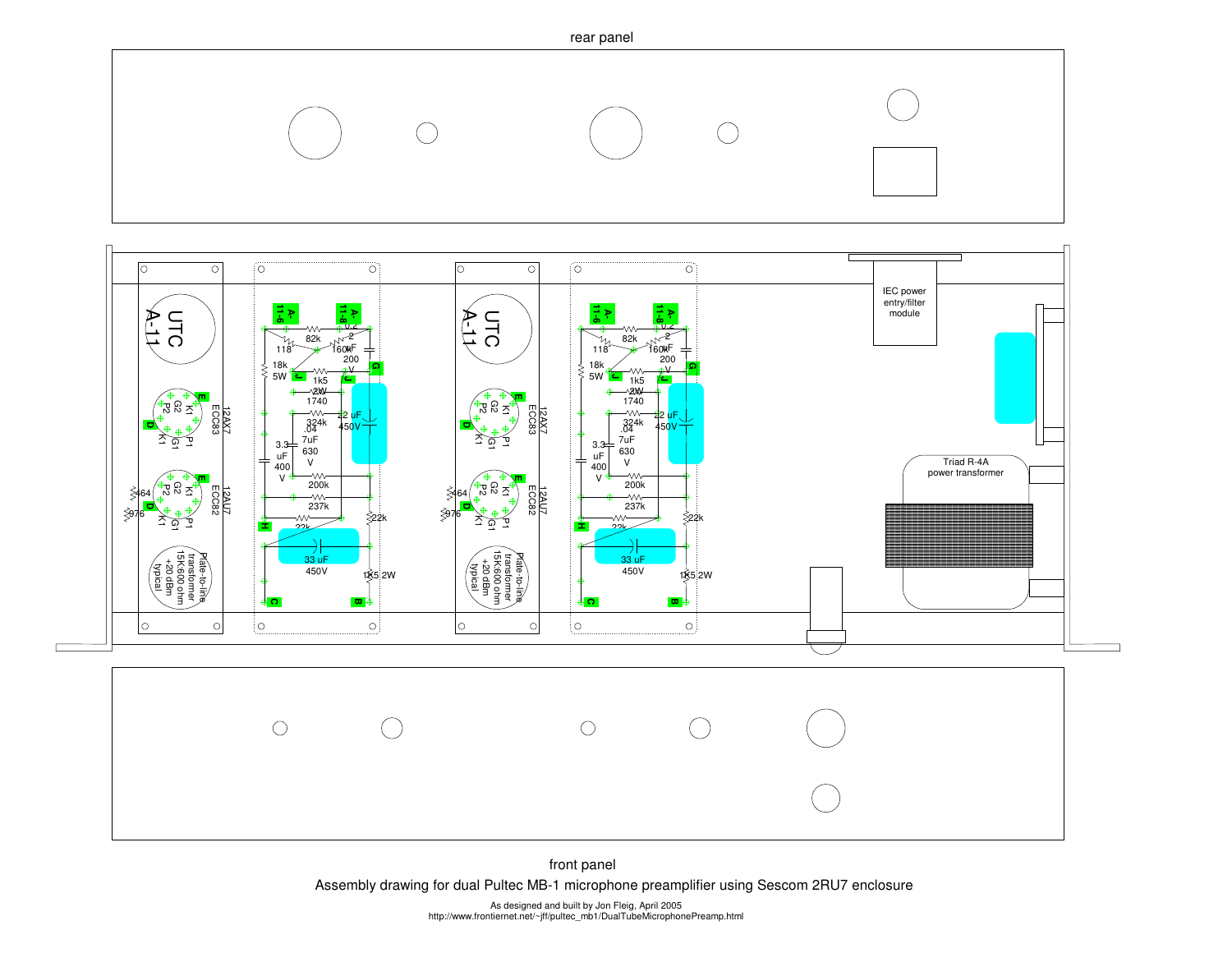rear panel

IEC power entry/filter module

Triad R-4A power transformer

UTC A-11

12AX7 ECC83

12AU7 ECC82

Plate-to-line transformer 15K:600 ohm +20 dBm typical

A-11-6

A-11-8

118

82k

160k

0.2 uF 200 V

18k 5W

1k5 2W

1740

324k

22 uF 450V

3.3 uF 400 V

.047uF 630 V

200k

237k

22k

33 uF 450V

1K5 2W

464

976

front panel

Assembly drawing for dual Pultec MB-1 microphone preamplifier using Sescom 2RU7 enclosure

As designed and built by Jon Fleig, April 2005
http://www.frontiernet.net/~jff/pultec_mb1/DualTubeMicrophonePreamp.html